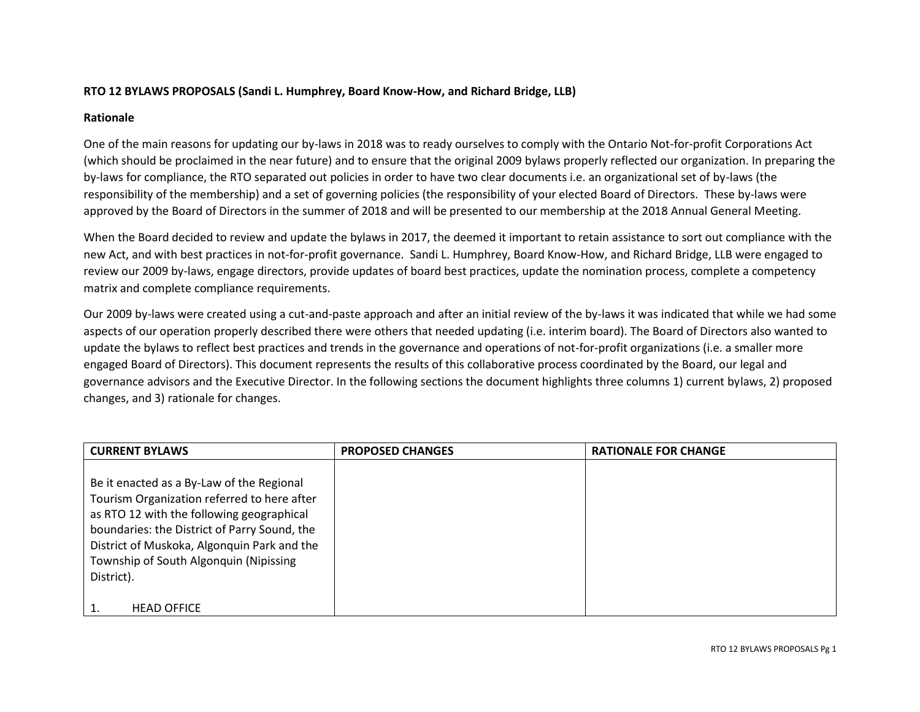**RTO 12 BYLAWS PROPOSALS (Sandi L. Humphrey, Board Know-How, and Richard Bridge, LLB)**

**Rationale**

One of the main reasons for updating our by-laws in 2018 was to ready ourselves to comply with the Ontario Not-for-profit Corporations Act (which should be proclaimed in the near future) and to ensure that the original 2009 bylaws properly reflected our organization. In preparing the by-laws for compliance, the RTO separated out policies in order to have two clear documents i.e. an organizational set of by-laws (the responsibility of the membership) and a set of governing policies (the responsibility of your elected Board of Directors. These by-laws were approved by the Board of Directors in the summer of 2018 and will be presented to our membership at the 2018 Annual General Meeting.

When the Board decided to review and update the bylaws in 2017, the deemed it important to retain assistance to sort out compliance with the new Act, and with best practices in not-for-profit governance. Sandi L. Humphrey, Board Know-How, and Richard Bridge, LLB were engaged to review our 2009 by-laws, engage directors, provide updates of board best practices, update the nomination process, complete a competency matrix and complete compliance requirements.

Our 2009 by-laws were created using a cut-and-paste approach and after an initial review of the by-laws it was indicated that while we had some aspects of our operation properly described there were others that needed updating (i.e. interim board). The Board of Directors also wanted to update the bylaws to reflect best practices and trends in the governance and operations of not-for-profit organizations (i.e. a smaller more engaged Board of Directors). This document represents the results of this collaborative process coordinated by the Board, our legal and governance advisors and the Executive Director. In the following sections the document highlights three columns 1) current bylaws, 2) proposed changes, and 3) rationale for changes.

| CURRENT BYLAWS | PROPOSED CHANGES | RATIONALE FOR CHANGE |
| --- | --- | --- |
| Be it enacted as a By-Law of the Regional Tourism Organization referred to here after as RTO 12 with the following geographical boundaries: the District of Parry Sound, the District of Muskoka, Algonquin Park and the Township of South Algonquin (Nipissing District).<br><br>1. HEAD OFFICE | | |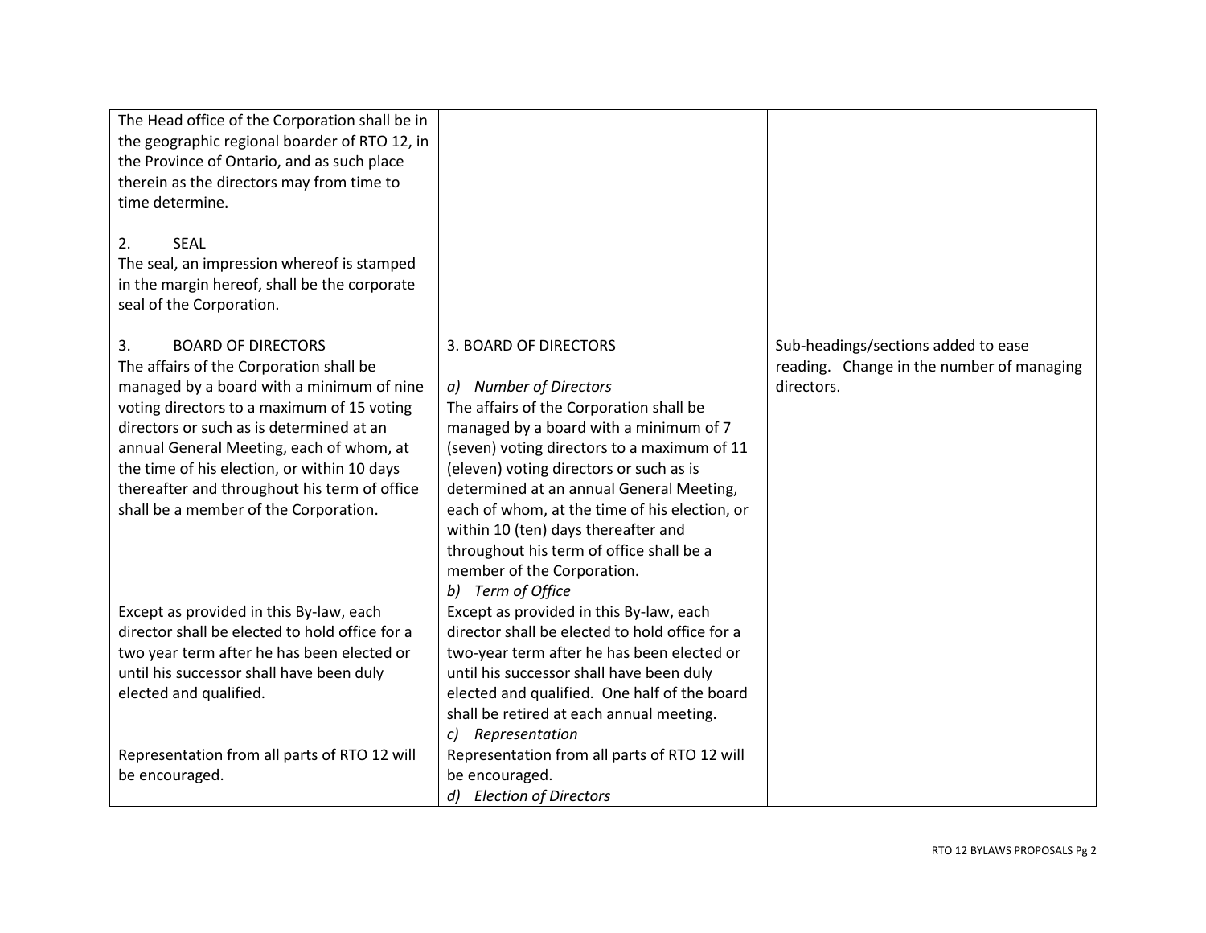| | | |
|---|---|---|
| The Head office of the Corporation shall be in the geographic regional boarder of RTO 12, in the Province of Ontario, and as such place therein as the directors may from time to time determine.<br><br>2. SEAL<br>The seal, an impression whereof is stamped in the margin hereof, shall be the corporate seal of the Corporation. | | |
| 3. BOARD OF DIRECTORS<br>The affairs of the Corporation shall be managed by a board with a minimum of nine voting directors to a maximum of 15 voting directors or such as is determined at an annual General Meeting, each of whom, at the time of his election, or within 10 days thereafter and throughout his term of office shall be a member of the Corporation. | 3. BOARD OF DIRECTORS<br><br>*a) Number of Directors*<br>The affairs of the Corporation shall be managed by a board with a minimum of 7 (seven) voting directors to a maximum of 11 (eleven) voting directors or such as is determined at an annual General Meeting, each of whom, at the time of his election, or within 10 (ten) days thereafter and throughout his term of office shall be a member of the Corporation. | Sub-headings/sections added to ease reading. Change in the number of managing directors. |
| Except as provided in this By-law, each director shall be elected to hold office for a two year term after he has been elected or until his successor shall have been duly elected and qualified. | *b) Term of Office*<br>Except as provided in this By-law, each director shall be elected to hold office for a two-year term after he has been elected or until his successor shall have been duly elected and qualified. One half of the board shall be retired at each annual meeting. | |
| Representation from all parts of RTO 12 will be encouraged. | *c) Representation*<br>Representation from all parts of RTO 12 will be encouraged.<br>*d) Election of Directors* | |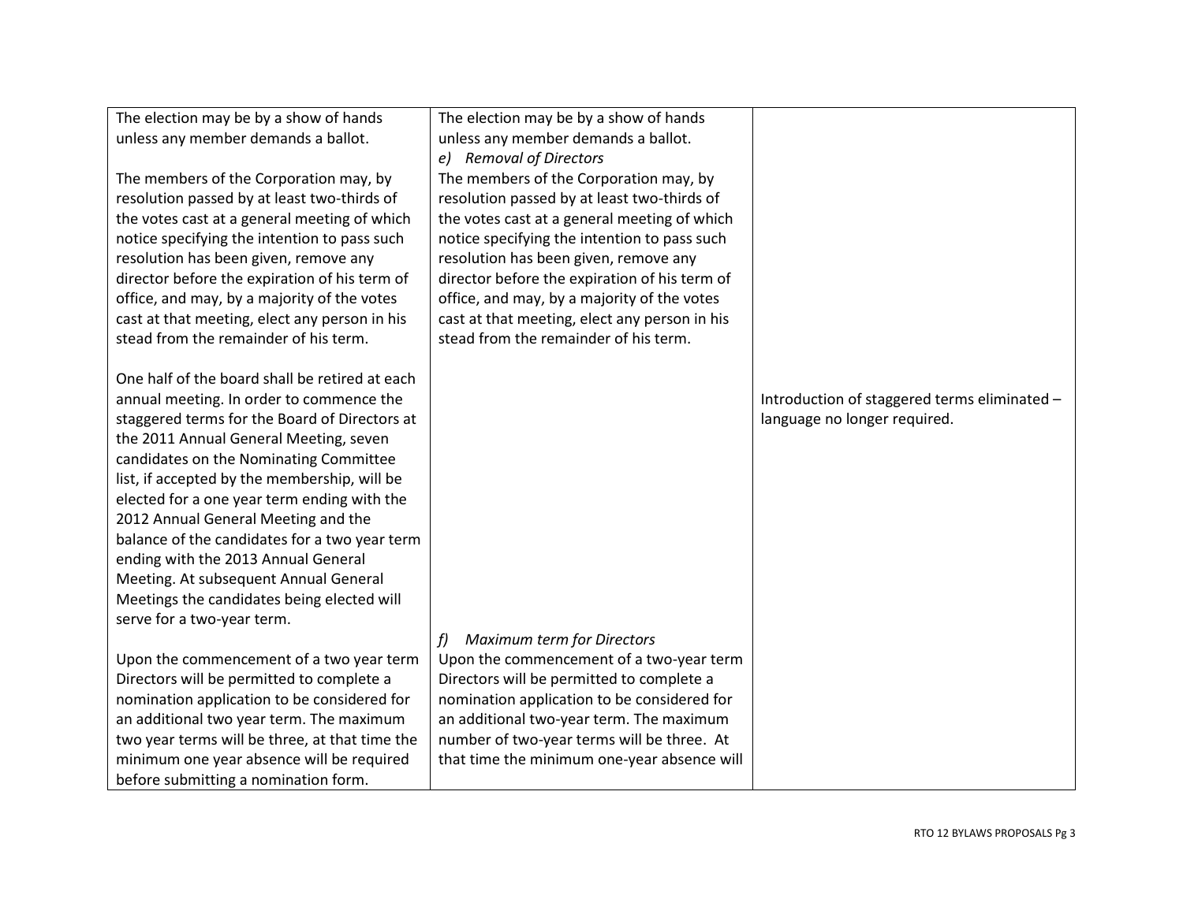| | | |
|---|---|---|
| The election may be by a show of hands unless any member demands a ballot.<br><br>The members of the Corporation may, by resolution passed by at least two-thirds of the votes cast at a general meeting of which notice specifying the intention to pass such resolution has been given, remove any director before the expiration of his term of office, and may, by a majority of the votes cast at that meeting, elect any person in his stead from the remainder of his term. | The election may be by a show of hands unless any member demands a ballot.<br>*e) Removal of Directors*<br>The members of the Corporation may, by resolution passed by at least two-thirds of the votes cast at a general meeting of which notice specifying the intention to pass such resolution has been given, remove any director before the expiration of his term of office, and may, by a majority of the votes cast at that meeting, elect any person in his stead from the remainder of his term. | |
| One half of the board shall be retired at each annual meeting. In order to commence the staggered terms for the Board of Directors at the 2011 Annual General Meeting, seven candidates on the Nominating Committee list, if accepted by the membership, will be elected for a one year term ending with the 2012 Annual General Meeting and the balance of the candidates for a two year term ending with the 2013 Annual General Meeting. At subsequent Annual General Meetings the candidates being elected will serve for a two-year term. | | Introduction of staggered terms eliminated – language no longer required. |
| Upon the commencement of a two year term Directors will be permitted to complete a nomination application to be considered for an additional two year term. The maximum two year terms will be three, at that time the minimum one year absence will be required before submitting a nomination form. | *f) Maximum term for Directors*<br>Upon the commencement of a two-year term Directors will be permitted to complete a nomination application to be considered for an additional two-year term. The maximum number of two-year terms will be three. At that time the minimum one-year absence will | |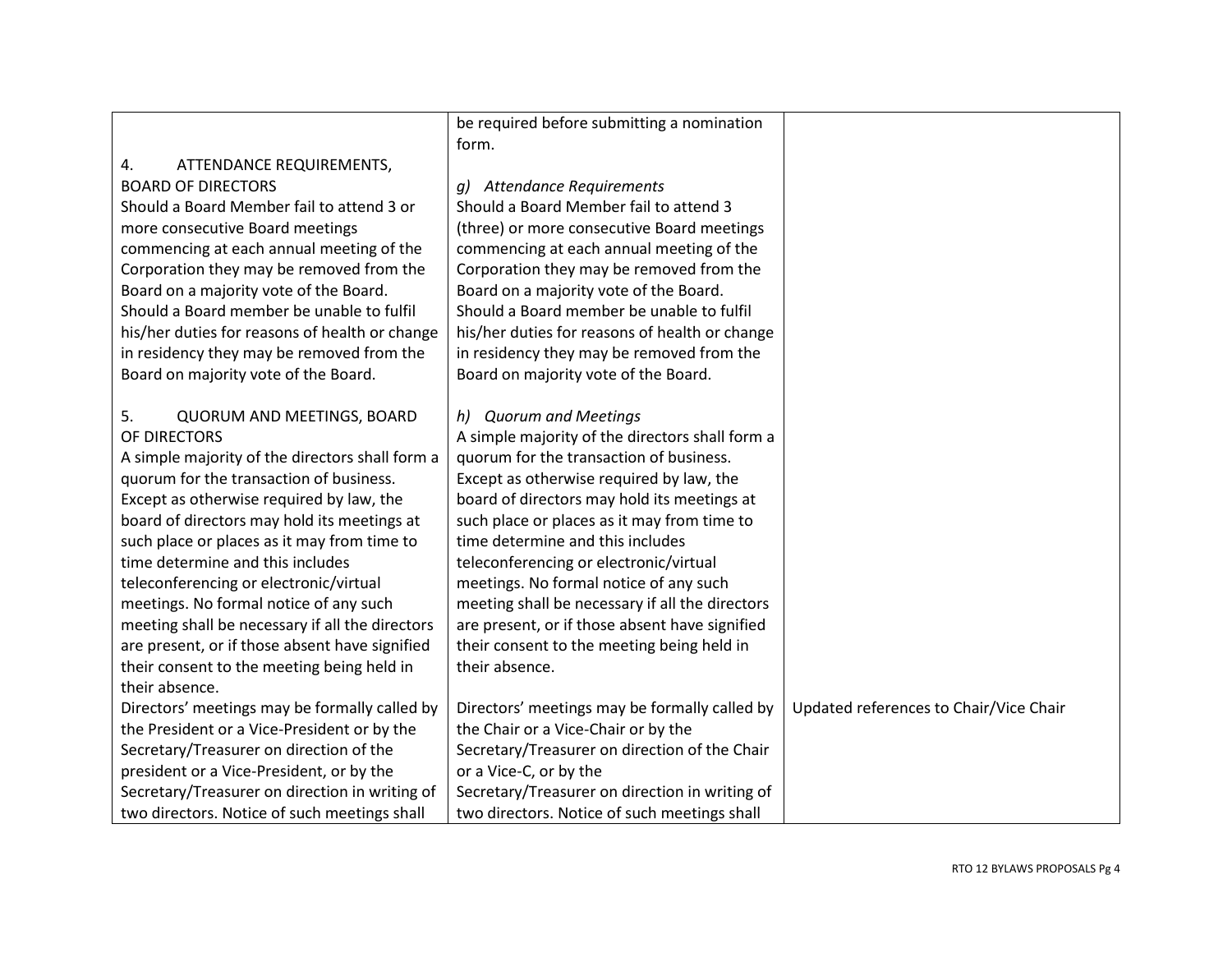| | | |
|---|---|---|
| 4. ATTENDANCE REQUIREMENTS, BOARD OF DIRECTORS<br>Should a Board Member fail to attend 3 or more consecutive Board meetings commencing at each annual meeting of the Corporation they may be removed from the Board on a majority vote of the Board. Should a Board member be unable to fulfil his/her duties for reasons of health or change in residency they may be removed from the Board on majority vote of the Board.<br><br>5. QUORUM AND MEETINGS, BOARD OF DIRECTORS<br>A simple majority of the directors shall form a quorum for the transaction of business. Except as otherwise required by law, the board of directors may hold its meetings at such place or places as it may from time to time determine and this includes teleconferencing or electronic/virtual meetings. No formal notice of any such meeting shall be necessary if all the directors are present, or if those absent have signified their consent to the meeting being held in their absence.<br>Directors' meetings may be formally called by the President or a Vice-President or by the Secretary/Treasurer on direction of the president or a Vice-President, or by the Secretary/Treasurer on direction in writing of two directors. Notice of such meetings shall | be required before submitting a nomination form.<br><br>*g) Attendance Requirements*<br>Should a Board Member fail to attend 3 (three) or more consecutive Board meetings commencing at each annual meeting of the Corporation they may be removed from the Board on a majority vote of the Board. Should a Board member be unable to fulfil his/her duties for reasons of health or change in residency they may be removed from the Board on majority vote of the Board.<br><br>*h) Quorum and Meetings*<br>A simple majority of the directors shall form a quorum for the transaction of business. Except as otherwise required by law, the board of directors may hold its meetings at such place or places as it may from time to time determine and this includes teleconferencing or electronic/virtual meetings. No formal notice of any such meeting shall be necessary if all the directors are present, or if those absent have signified their consent to the meeting being held in their absence.<br><br>Directors' meetings may be formally called by the Chair or a Vice-Chair or by the Secretary/Treasurer on direction of the Chair or a Vice-C, or by the Secretary/Treasurer on direction in writing of two directors. Notice of such meetings shall | Updated references to Chair/Vice Chair |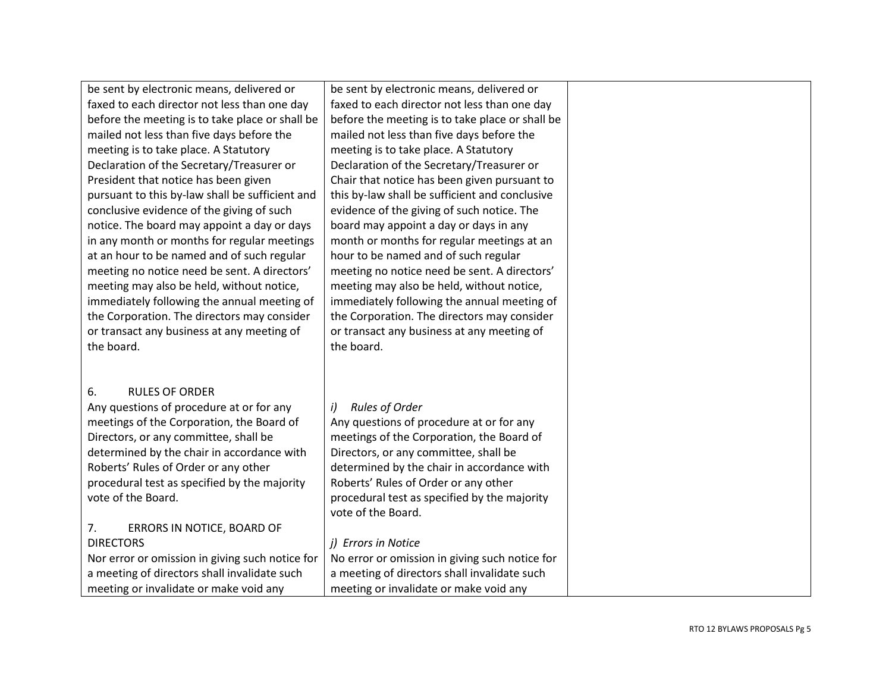| | | |
|---|---|---|
| be sent by electronic means, delivered or faxed to each director not less than one day before the meeting is to take place or shall be mailed not less than five days before the meeting is to take place. A Statutory Declaration of the Secretary/Treasurer or President that notice has been given pursuant to this by-law shall be sufficient and conclusive evidence of the giving of such notice. The board may appoint a day or days in any month or months for regular meetings at an hour to be named and of such regular meeting no notice need be sent. A directors' meeting may also be held, without notice, immediately following the annual meeting of the Corporation. The directors may consider or transact any business at any meeting of the board. | be sent by electronic means, delivered or faxed to each director not less than one day before the meeting is to take place or shall be mailed not less than five days before the meeting is to take place. A Statutory Declaration of the Secretary/Treasurer or Chair that notice has been given pursuant to this by-law shall be sufficient and conclusive evidence of the giving of such notice. The board may appoint a day or days in any month or months for regular meetings at an hour to be named and of such regular meeting no notice need be sent. A directors' meeting may also be held, without notice, immediately following the annual meeting of the Corporation. The directors may consider or transact any business at any meeting of the board. | |
| 6. RULES OF ORDER<br>Any questions of procedure at or for any meetings of the Corporation, the Board of Directors, or any committee, shall be determined by the chair in accordance with Roberts' Rules of Order or any other procedural test as specified by the majority vote of the Board. | *i) Rules of Order*<br>Any questions of procedure at or for any meetings of the Corporation, the Board of Directors, or any committee, shall be determined by the chair in accordance with Roberts' Rules of Order or any other procedural test as specified by the majority vote of the Board. | |
| 7. ERRORS IN NOTICE, BOARD OF DIRECTORS<br>Nor error or omission in giving such notice for a meeting of directors shall invalidate such meeting or invalidate or make void any | *j) Errors in Notice*<br>No error or omission in giving such notice for a meeting of directors shall invalidate such meeting or invalidate or make void any | |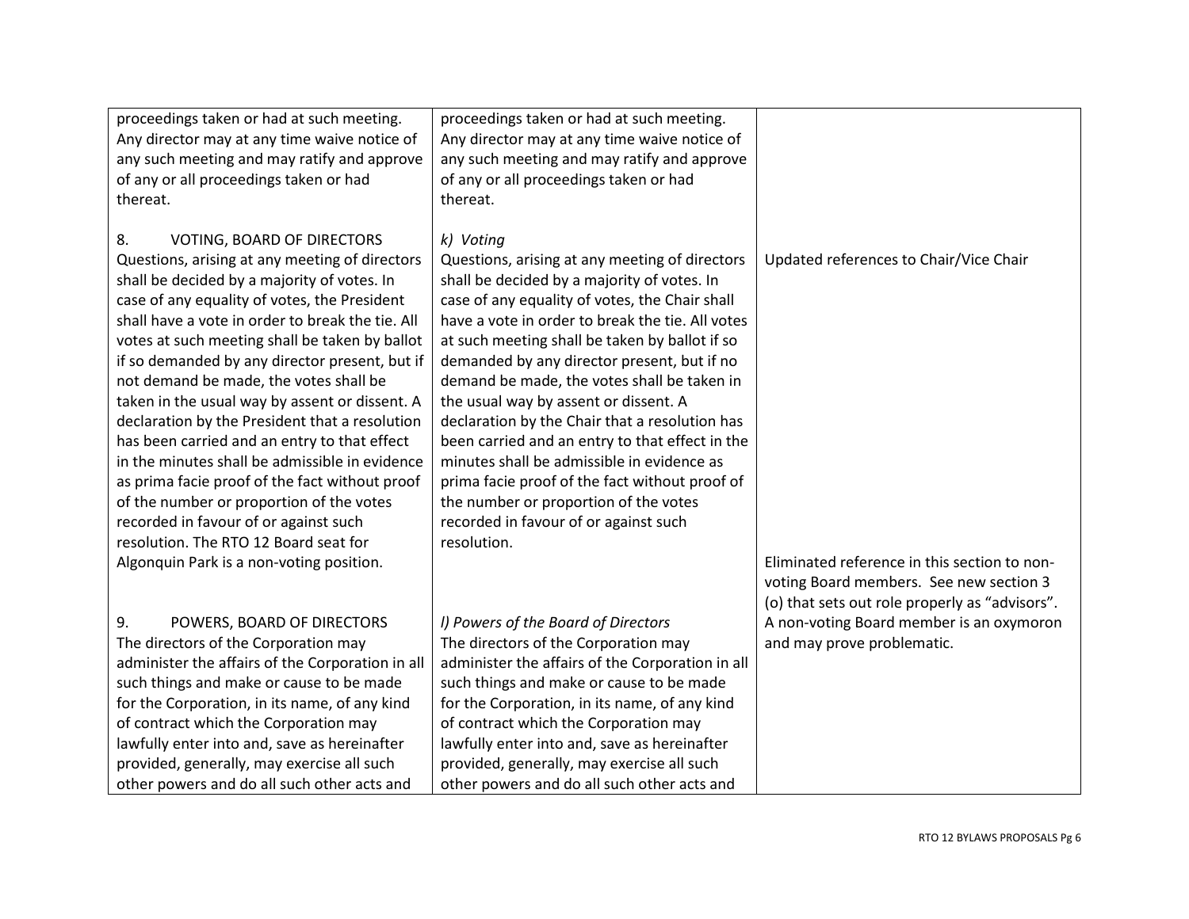| | | |
|---|---|---|
| proceedings taken or had at such meeting. Any director may at any time waive notice of any such meeting and may ratify and approve of any or all proceedings taken or had thereat. | proceedings taken or had at such meeting. Any director may at any time waive notice of any such meeting and may ratify and approve of any or all proceedings taken or had thereat. | |
| 8. VOTING, BOARD OF DIRECTORS<br>Questions, arising at any meeting of directors shall be decided by a majority of votes. In case of any equality of votes, the President shall have a vote in order to break the tie. All votes at such meeting shall be taken by ballot if so demanded by any director present, but if not demand be made, the votes shall be taken in the usual way by assent or dissent. A declaration by the President that a resolution has been carried and an entry to that effect in the minutes shall be admissible in evidence as prima facie proof of the fact without proof of the number or proportion of the votes recorded in favour of or against such resolution. The RTO 12 Board seat for Algonquin Park is a non-voting position. | *k) Voting*<br>Questions, arising at any meeting of directors shall be decided by a majority of votes. In case of any equality of votes, the Chair shall have a vote in order to break the tie. All votes at such meeting shall be taken by ballot if so demanded by any director present, but if no demand be made, the votes shall be taken in the usual way by assent or dissent. A declaration by the Chair that a resolution has been carried and an entry to that effect in the minutes shall be admissible in evidence as prima facie proof of the fact without proof of the number or proportion of the votes recorded in favour of or against such resolution. | Updated references to Chair/Vice Chair<br><br>Eliminated reference in this section to non-voting Board members. See new section 3 (o) that sets out role properly as "advisors". A non-voting Board member is an oxymoron and may prove problematic. |
| 9. POWERS, BOARD OF DIRECTORS<br>The directors of the Corporation may administer the affairs of the Corporation in all such things and make or cause to be made for the Corporation, in its name, of any kind of contract which the Corporation may lawfully enter into and, save as hereinafter provided, generally, may exercise all such other powers and do all such other acts and | *l) Powers of the Board of Directors*<br>The directors of the Corporation may administer the affairs of the Corporation in all such things and make or cause to be made for the Corporation, in its name, of any kind of contract which the Corporation may lawfully enter into and, save as hereinafter provided, generally, may exercise all such other powers and do all such other acts and | |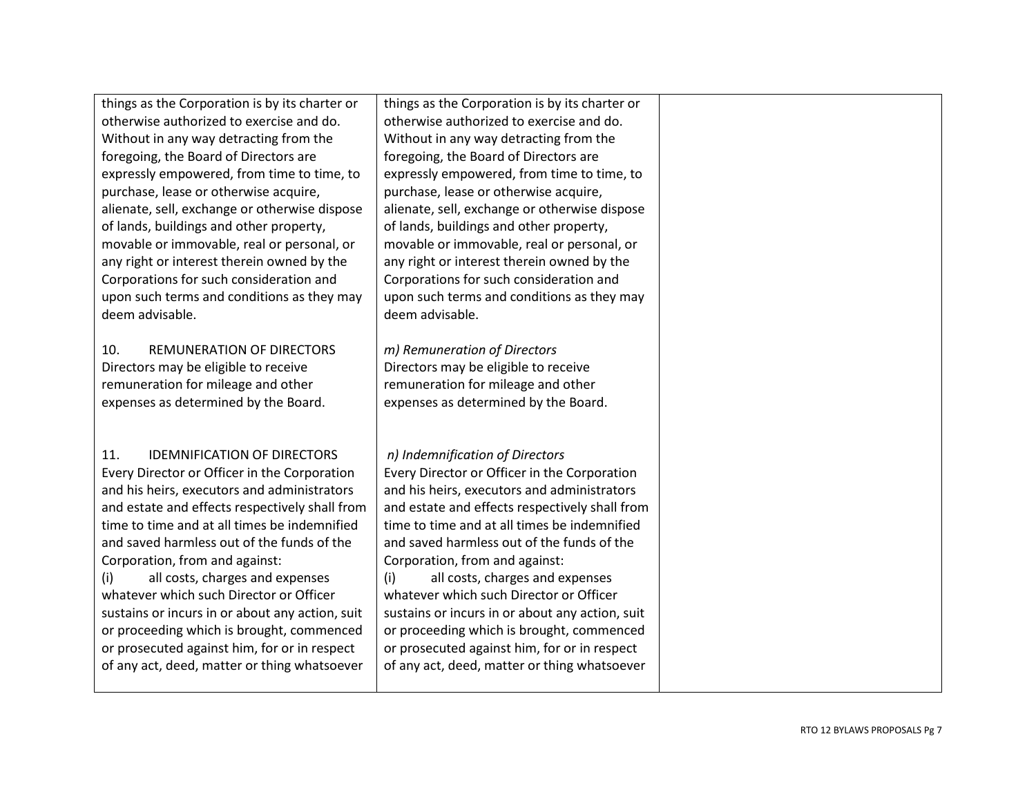| | | |
|---|---|---|
| things as the Corporation is by its charter or otherwise authorized to exercise and do. Without in any way detracting from the foregoing, the Board of Directors are expressly empowered, from time to time, to purchase, lease or otherwise acquire, alienate, sell, exchange or otherwise dispose of lands, buildings and other property, movable or immovable, real or personal, or any right or interest therein owned by the Corporations for such consideration and upon such terms and conditions as they may deem advisable. | things as the Corporation is by its charter or otherwise authorized to exercise and do. Without in any way detracting from the foregoing, the Board of Directors are expressly empowered, from time to time, to purchase, lease or otherwise acquire, alienate, sell, exchange or otherwise dispose of lands, buildings and other property, movable or immovable, real or personal, or any right or interest therein owned by the Corporations for such consideration and upon such terms and conditions as they may deem advisable. | |
| 10. REMUNERATION OF DIRECTORS<br>Directors may be eligible to receive remuneration for mileage and other expenses as determined by the Board. | *m) Remuneration of Directors*<br>Directors may be eligible to receive remuneration for mileage and other expenses as determined by the Board. | |
| 11. IDEMNIFICATION OF DIRECTORS<br>Every Director or Officer in the Corporation and his heirs, executors and administrators and estate and effects respectively shall from time to time and at all times be indemnified and saved harmless out of the funds of the Corporation, from and against:<br>(i) all costs, charges and expenses whatever which such Director or Officer sustains or incurs in or about any action, suit or proceeding which is brought, commenced or prosecuted against him, for or in respect of any act, deed, matter or thing whatsoever | *n) Indemnification of Directors*<br>Every Director or Officer in the Corporation and his heirs, executors and administrators and estate and effects respectively shall from time to time and at all times be indemnified and saved harmless out of the funds of the Corporation, from and against:<br>(i) all costs, charges and expenses whatever which such Director or Officer sustains or incurs in or about any action, suit or proceeding which is brought, commenced or prosecuted against him, for or in respect of any act, deed, matter or thing whatsoever | |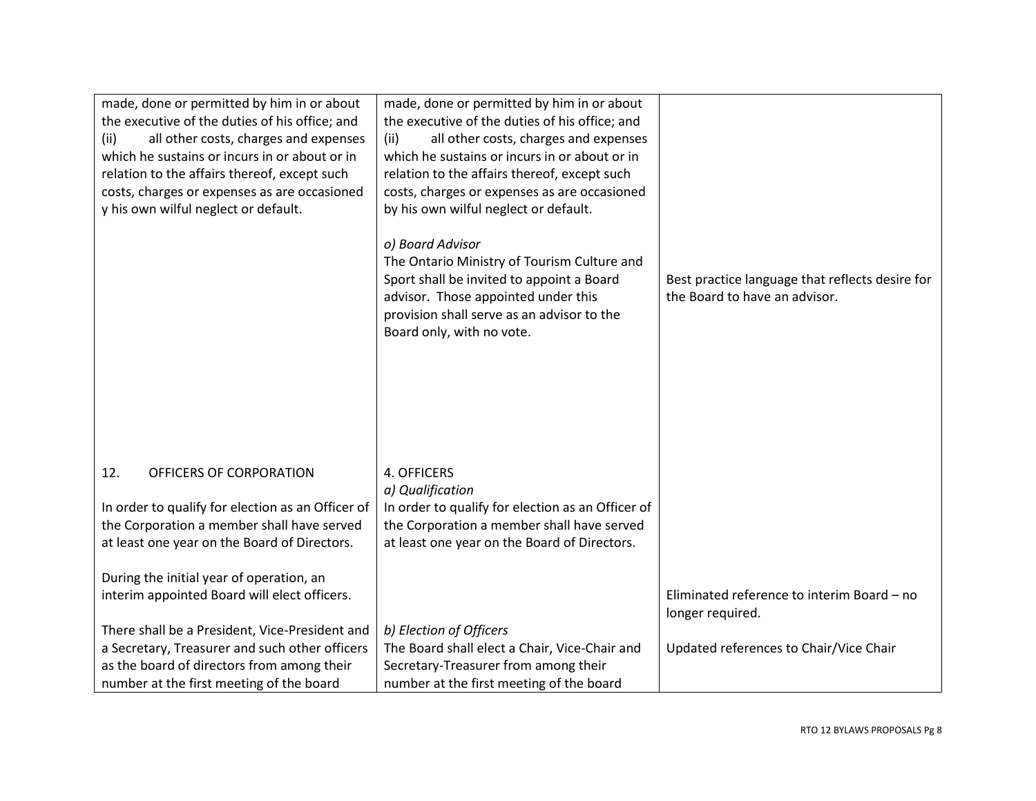| | | |
|---|---|---|
| made, done or permitted by him in or about the executive of the duties of his office; and<br>(ii) all other costs, charges and expenses which he sustains or incurs in or about or in relation to the affairs thereof, except such costs, charges or expenses as are occasioned y his own wilful neglect or default. | made, done or permitted by him in or about the executive of the duties of his office; and<br>(ii) all other costs, charges and expenses which he sustains or incurs in or about or in relation to the affairs thereof, except such costs, charges or expenses as are occasioned by his own wilful neglect or default. | |
| | *o) Board Advisor*<br>The Ontario Ministry of Tourism Culture and Sport shall be invited to appoint a Board advisor. Those appointed under this provision shall serve as an advisor to the Board only, with no vote. | Best practice language that reflects desire for the Board to have an advisor. |
| 12. OFFICERS OF CORPORATION<br><br>In order to qualify for election as an Officer of the Corporation a member shall have served at least one year on the Board of Directors. | 4. OFFICERS<br>*a) Qualification*<br>In order to qualify for election as an Officer of the Corporation a member shall have served at least one year on the Board of Directors. | |
| During the initial year of operation, an interim appointed Board will elect officers. | | Eliminated reference to interim Board – no longer required. |
| There shall be a President, Vice-President and a Secretary, Treasurer and such other officers as the board of directors from among their number at the first meeting of the board | *b) Election of Officers*<br>The Board shall elect a Chair, Vice-Chair and Secretary-Treasurer from among their number at the first meeting of the board | Updated references to Chair/Vice Chair |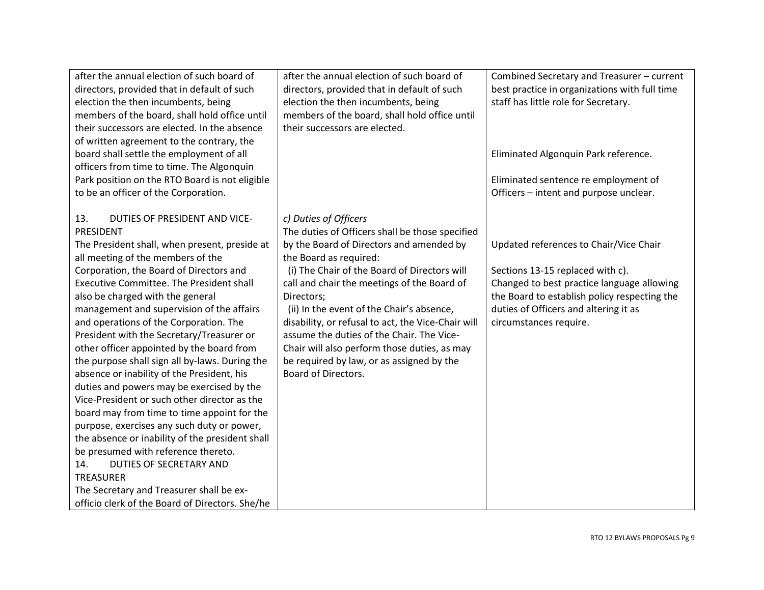| | | |
|---|---|---|
| after the annual election of such board of directors, provided that in default of such election the then incumbents, being members of the board, shall hold office until their successors are elected. In the absence of written agreement to the contrary, the board shall settle the employment of all officers from time to time. The Algonquin Park position on the RTO Board is not eligible to be an officer of the Corporation.<br><br>13. DUTIES OF PRESIDENT AND VICE-PRESIDENT<br>The President shall, when present, preside at all meeting of the members of the Corporation, the Board of Directors and Executive Committee. The President shall also be charged with the general management and supervision of the affairs and operations of the Corporation. The President with the Secretary/Treasurer or other officer appointed by the board from the purpose shall sign all by-laws. During the absence or inability of the President, his duties and powers may be exercised by the Vice-President or such other director as the board may from time to time appoint for the purpose, exercises any such duty or power, the absence or inability of the president shall be presumed with reference thereto.<br>14. DUTIES OF SECRETARY AND TREASURER<br>The Secretary and Treasurer shall be ex-officio clerk of the Board of Directors. She/he | after the annual election of such board of directors, provided that in default of such election the then incumbents, being members of the board, shall hold office until their successors are elected.<br><br>*c) Duties of Officers*<br>The duties of Officers shall be those specified by the Board of Directors and amended by the Board as required:<br>(i) The Chair of the Board of Directors will call and chair the meetings of the Board of Directors;<br>(ii) In the event of the Chair's absence, disability, or refusal to act, the Vice-Chair will assume the duties of the Chair. The Vice-Chair will also perform those duties, as may be required by law, or as assigned by the Board of Directors. | Combined Secretary and Treasurer – current best practice in organizations with full time staff has little role for Secretary.<br><br>Eliminated Algonquin Park reference.<br><br>Eliminated sentence re employment of Officers – intent and purpose unclear.<br><br>Updated references to Chair/Vice Chair<br><br>Sections 13-15 replaced with c).<br>Changed to best practice language allowing the Board to establish policy respecting the duties of Officers and altering it as circumstances require. |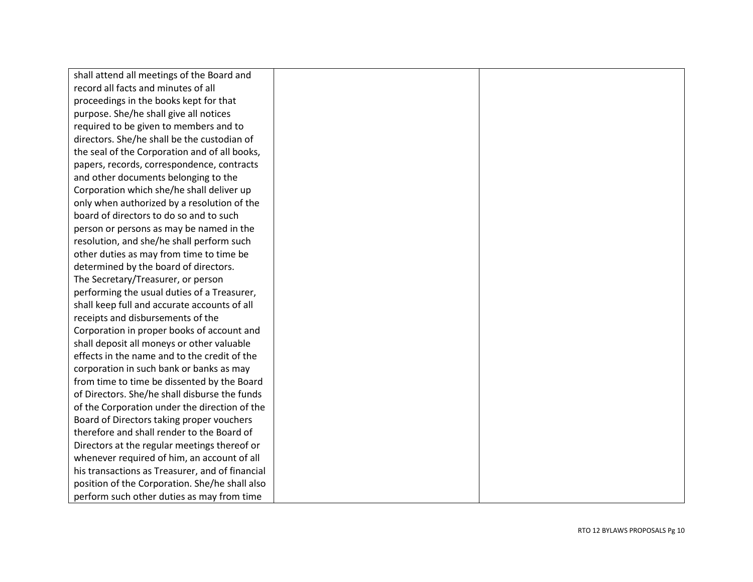| | | |
|---|---|---|
| shall attend all meetings of the Board and record all facts and minutes of all proceedings in the books kept for that purpose. She/he shall give all notices required to be given to members and to directors. She/he shall be the custodian of the seal of the Corporation and of all books, papers, records, correspondence, contracts and other documents belonging to the Corporation which she/he shall deliver up only when authorized by a resolution of the board of directors to do so and to such person or persons as may be named in the resolution, and she/he shall perform such other duties as may from time to time be determined by the board of directors.<br>The Secretary/Treasurer, or person performing the usual duties of a Treasurer, shall keep full and accurate accounts of all receipts and disbursements of the Corporation in proper books of account and shall deposit all moneys or other valuable effects in the name and to the credit of the corporation in such bank or banks as may from time to time be dissented by the Board of Directors. She/he shall disburse the funds of the Corporation under the direction of the Board of Directors taking proper vouchers therefore and shall render to the Board of Directors at the regular meetings thereof or whenever required of him, an account of all his transactions as Treasurer, and of financial position of the Corporation. She/he shall also perform such other duties as may from time | | |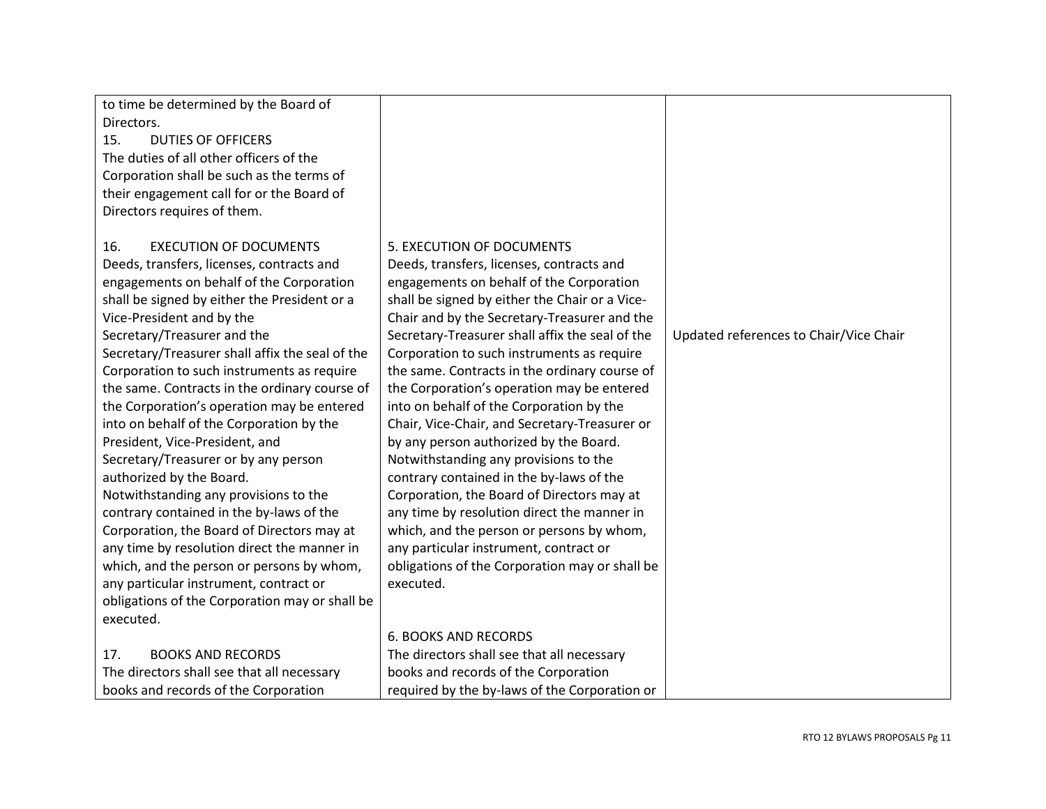| | | |
|---|---|---|
| to time be determined by the Board of Directors.<br>15. DUTIES OF OFFICERS<br>The duties of all other officers of the Corporation shall be such as the terms of their engagement call for or the Board of Directors requires of them. | | |
| 16. EXECUTION OF DOCUMENTS<br>Deeds, transfers, licenses, contracts and engagements on behalf of the Corporation shall be signed by either the President or a Vice-President and by the Secretary/Treasurer and the Secretary/Treasurer shall affix the seal of the Corporation to such instruments as require the same. Contracts in the ordinary course of the Corporation's operation may be entered into on behalf of the Corporation by the President, Vice-President, and Secretary/Treasurer or by any person authorized by the Board.<br>Notwithstanding any provisions to the contrary contained in the by-laws of the Corporation, the Board of Directors may at any time by resolution direct the manner in which, and the person or persons by whom, any particular instrument, contract or obligations of the Corporation may or shall be executed. | 5. EXECUTION OF DOCUMENTS<br>Deeds, transfers, licenses, contracts and engagements on behalf of the Corporation shall be signed by either the Chair or a Vice-Chair and by the Secretary-Treasurer and the Secretary-Treasurer shall affix the seal of the Corporation to such instruments as require the same. Contracts in the ordinary course of the Corporation's operation may be entered into on behalf of the Corporation by the Chair, Vice-Chair, and Secretary-Treasurer or by any person authorized by the Board. Notwithstanding any provisions to the contrary contained in the by-laws of the Corporation, the Board of Directors may at any time by resolution direct the manner in which, and the person or persons by whom, any particular instrument, contract or obligations of the Corporation may or shall be executed. | Updated references to Chair/Vice Chair |
| 17. BOOKS AND RECORDS<br>The directors shall see that all necessary books and records of the Corporation | 6. BOOKS AND RECORDS<br>The directors shall see that all necessary books and records of the Corporation required by the by-laws of the Corporation or | |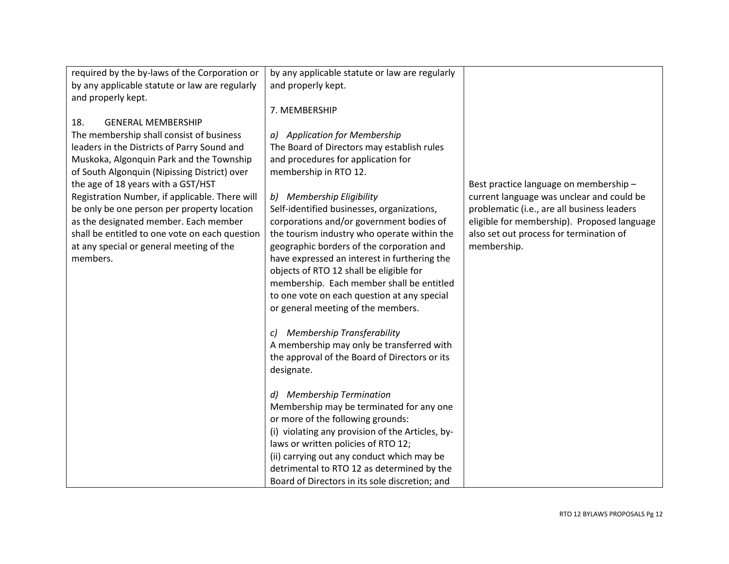| | | |
|---|---|---|
| required by the by-laws of the Corporation or by any applicable statute or law are regularly and properly kept.<br><br>18. GENERAL MEMBERSHIP<br>The membership shall consist of business leaders in the Districts of Parry Sound and Muskoka, Algonquin Park and the Township of South Algonquin (Nipissing District) over the age of 18 years with a GST/HST Registration Number, if applicable. There will be only be one person per property location as the designated member. Each member shall be entitled to one vote on each question at any special or general meeting of the members. | by any applicable statute or law are regularly and properly kept.<br><br>7. MEMBERSHIP<br><br>*a) Application for Membership*<br>The Board of Directors may establish rules and procedures for application for membership in RTO 12.<br><br>*b) Membership Eligibility*<br>Self-identified businesses, organizations, corporations and/or government bodies of the tourism industry who operate within the geographic borders of the corporation and have expressed an interest in furthering the objects of RTO 12 shall be eligible for membership. Each member shall be entitled to one vote on each question at any special or general meeting of the members.<br><br>*c) Membership Transferability*<br>A membership may only be transferred with the approval of the Board of Directors or its designate.<br><br>*d) Membership Termination*<br>Membership may be terminated for any one or more of the following grounds:<br>(i) violating any provision of the Articles, by-laws or written policies of RTO 12;<br>(ii) carrying out any conduct which may be detrimental to RTO 12 as determined by the Board of Directors in its sole discretion; and | Best practice language on membership – current language was unclear and could be problematic (i.e., are all business leaders eligible for membership). Proposed language also set out process for termination of membership. |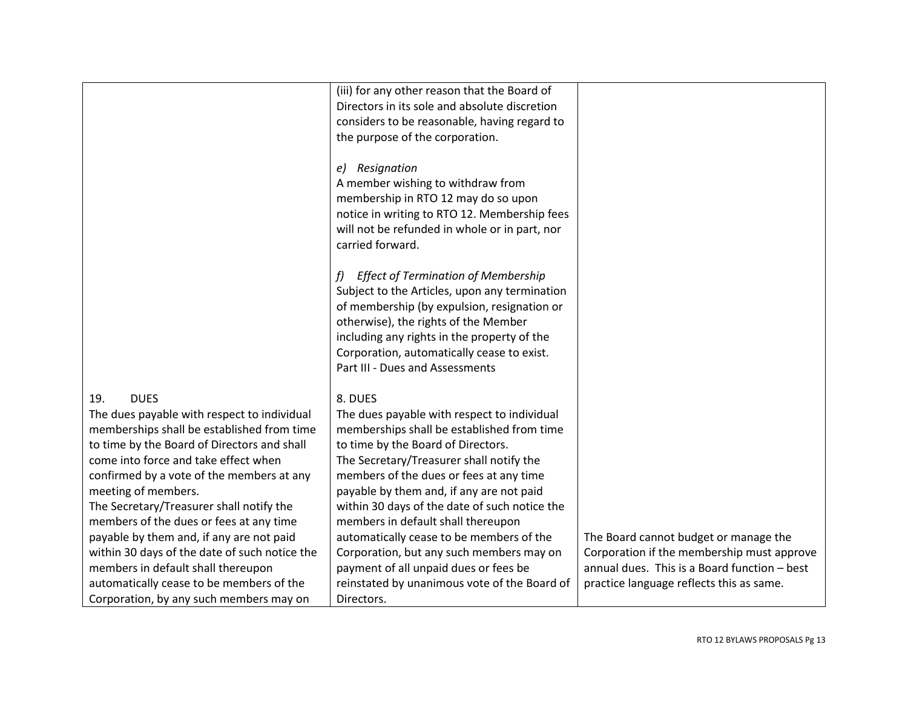| | | |
|---|---|---|
| | (iii) for any other reason that the Board of Directors in its sole and absolute discretion considers to be reasonable, having regard to the purpose of the corporation.<br><br>*e) Resignation*<br>A member wishing to withdraw from membership in RTO 12 may do so upon notice in writing to RTO 12. Membership fees will not be refunded in whole or in part, nor carried forward.<br><br>*f) Effect of Termination of Membership*<br>Subject to the Articles, upon any termination of membership (by expulsion, resignation or otherwise), the rights of the Member including any rights in the property of the Corporation, automatically cease to exist.<br>Part III - Dues and Assessments | |
| 19. DUES<br>The dues payable with respect to individual memberships shall be established from time to time by the Board of Directors and shall come into force and take effect when confirmed by a vote of the members at any meeting of members.<br>The Secretary/Treasurer shall notify the members of the dues or fees at any time payable by them and, if any are not paid within 30 days of the date of such notice the members in default shall thereupon automatically cease to be members of the Corporation, by any such members may on | 8. DUES<br>The dues payable with respect to individual memberships shall be established from time to time by the Board of Directors.<br>The Secretary/Treasurer shall notify the members of the dues or fees at any time payable by them and, if any are not paid within 30 days of the date of such notice the members in default shall thereupon automatically cease to be members of the Corporation, but any such members may on payment of all unpaid dues or fees be reinstated by unanimous vote of the Board of Directors. | The Board cannot budget or manage the Corporation if the membership must approve annual dues. This is a Board function – best practice language reflects this as same. |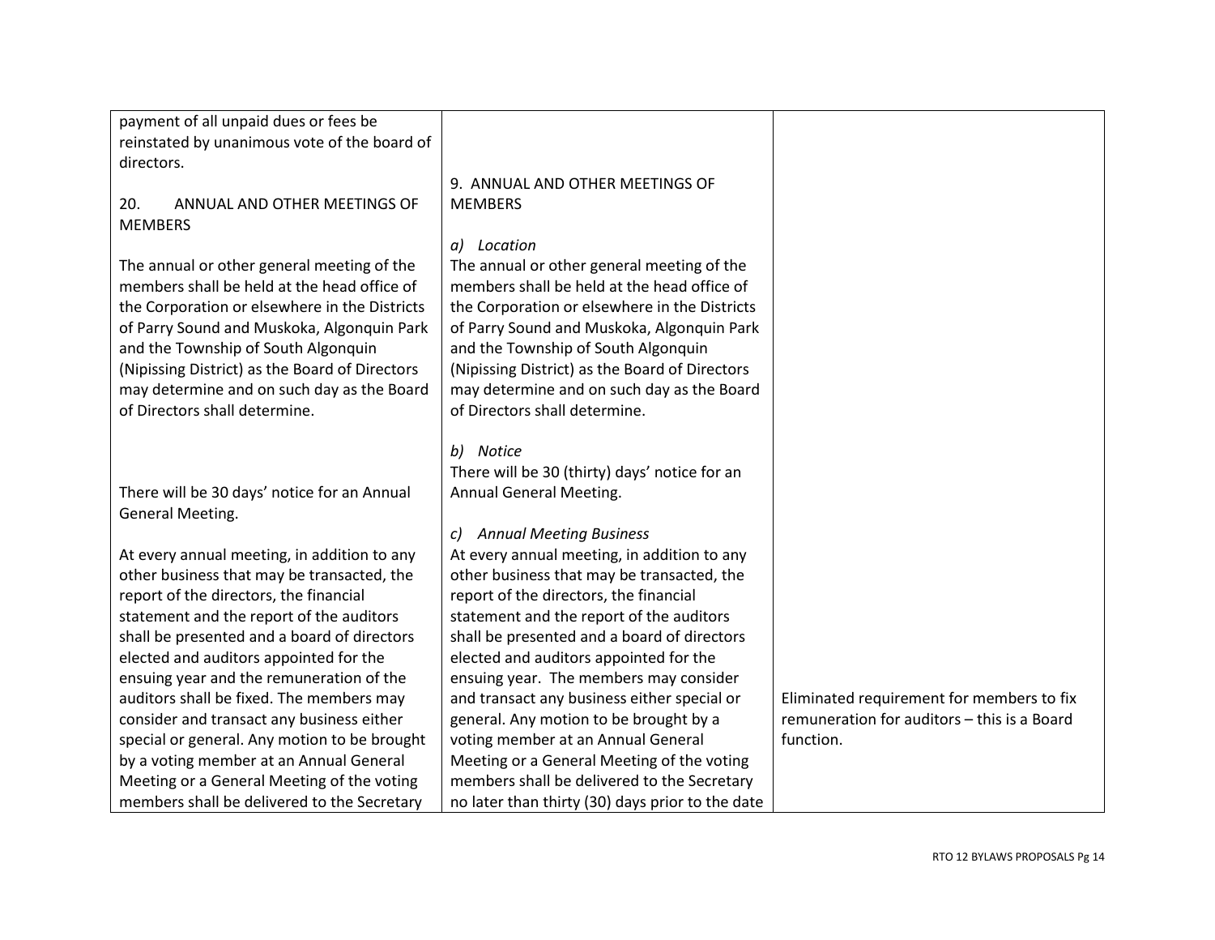| | | |
|---|---|---|
| payment of all unpaid dues or fees be reinstated by unanimous vote of the board of directors.<br><br>20. ANNUAL AND OTHER MEETINGS OF MEMBERS<br><br>The annual or other general meeting of the members shall be held at the head office of the Corporation or elsewhere in the Districts of Parry Sound and Muskoka, Algonquin Park and the Township of South Algonquin (Nipissing District) as the Board of Directors may determine and on such day as the Board of Directors shall determine.<br><br>There will be 30 days' notice for an Annual General Meeting.<br><br>At every annual meeting, in addition to any other business that may be transacted, the report of the directors, the financial statement and the report of the auditors shall be presented and a board of directors elected and auditors appointed for the ensuing year and the remuneration of the auditors shall be fixed. The members may consider and transact any business either special or general. Any motion to be brought by a voting member at an Annual General Meeting or a General Meeting of the voting members shall be delivered to the Secretary | 9. ANNUAL AND OTHER MEETINGS OF MEMBERS<br><br>*a) Location*<br>The annual or other general meeting of the members shall be held at the head office of the Corporation or elsewhere in the Districts of Parry Sound and Muskoka, Algonquin Park and the Township of South Algonquin (Nipissing District) as the Board of Directors may determine and on such day as the Board of Directors shall determine.<br><br>*b) Notice*<br>There will be 30 (thirty) days' notice for an Annual General Meeting.<br><br>*c) Annual Meeting Business*<br>At every annual meeting, in addition to any other business that may be transacted, the report of the directors, the financial statement and the report of the auditors shall be presented and a board of directors elected and auditors appointed for the ensuing year. The members may consider and transact any business either special or general. Any motion to be brought by a voting member at an Annual General Meeting or a General Meeting of the voting members shall be delivered to the Secretary no later than thirty (30) days prior to the date | Eliminated requirement for members to fix remuneration for auditors – this is a Board function. |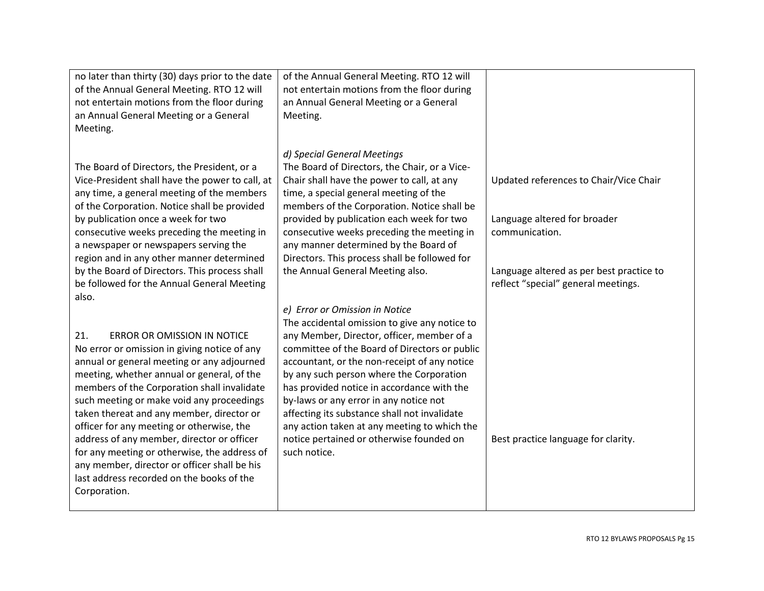| | | |
|---|---|---|
| no later than thirty (30) days prior to the date of the Annual General Meeting. RTO 12 will not entertain motions from the floor during an Annual General Meeting or a General Meeting. | of the Annual General Meeting. RTO 12 will not entertain motions from the floor during an Annual General Meeting or a General Meeting. | |
| The Board of Directors, the President, or a Vice-President shall have the power to call, at any time, a general meeting of the members of the Corporation. Notice shall be provided by publication once a week for two consecutive weeks preceding the meeting in a newspaper or newspapers serving the region and in any other manner determined by the Board of Directors. This process shall be followed for the Annual General Meeting also. | *d) Special General Meetings*<br>The Board of Directors, the Chair, or a Vice-Chair shall have the power to call, at any time, a special general meeting of the members of the Corporation. Notice shall be provided by publication each week for two consecutive weeks preceding the meeting in any manner determined by the Board of Directors. This process shall be followed for the Annual General Meeting also. | Updated references to Chair/Vice Chair<br><br>Language altered for broader communication.<br><br>Language altered as per best practice to reflect "special" general meetings. |
| 21. ERROR OR OMISSION IN NOTICE<br>No error or omission in giving notice of any annual or general meeting or any adjourned meeting, whether annual or general, of the members of the Corporation shall invalidate such meeting or make void any proceedings taken thereat and any member, director or officer for any meeting or otherwise, the address of any member, director or officer for any meeting or otherwise, the address of any member, director or officer shall be his last address recorded on the books of the Corporation. | *e) Error or Omission in Notice*<br>The accidental omission to give any notice to any Member, Director, officer, member of a committee of the Board of Directors or public accountant, or the non-receipt of any notice by any such person where the Corporation has provided notice in accordance with the by-laws or any error in any notice not affecting its substance shall not invalidate any action taken at any meeting to which the notice pertained or otherwise founded on such notice. | Best practice language for clarity. |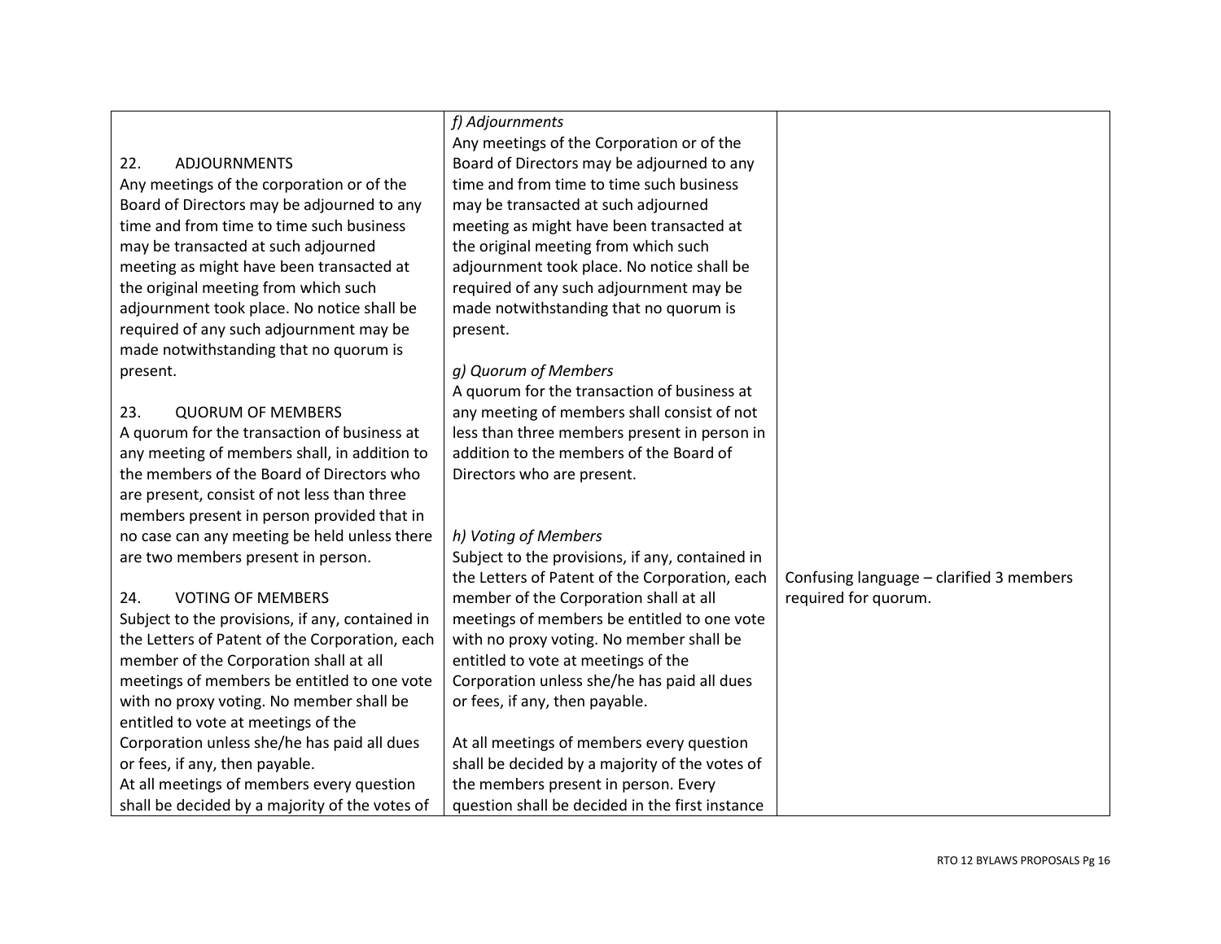| | | |
|---|---|---|
| 22. ADJOURNMENTS<br>Any meetings of the corporation or of the Board of Directors may be adjourned to any time and from time to time such business may be transacted at such adjourned meeting as might have been transacted at the original meeting from which such adjournment took place. No notice shall be required of any such adjournment may be made notwithstanding that no quorum is present. | *f) Adjournments*<br>Any meetings of the Corporation or of the Board of Directors may be adjourned to any time and from time to time such business may be transacted at such adjourned meeting as might have been transacted at the original meeting from which such adjournment took place. No notice shall be required of any such adjournment may be made notwithstanding that no quorum is present. | |
| 23. QUORUM OF MEMBERS<br>A quorum for the transaction of business at any meeting of members shall, in addition to the members of the Board of Directors who are present, consist of not less than three members present in person provided that in no case can any meeting be held unless there are two members present in person. | *g) Quorum of Members*<br>A quorum for the transaction of business at any meeting of members shall consist of not less than three members present in person in addition to the members of the Board of Directors who are present. | Confusing language – clarified 3 members required for quorum. |
| 24. VOTING OF MEMBERS<br>Subject to the provisions, if any, contained in the Letters of Patent of the Corporation, each member of the Corporation shall at all meetings of members be entitled to one vote with no proxy voting. No member shall be entitled to vote at meetings of the Corporation unless she/he has paid all dues or fees, if any, then payable.<br>At all meetings of members every question shall be decided by a majority of the votes of | *h) Voting of Members*<br>Subject to the provisions, if any, contained in the Letters of Patent of the Corporation, each member of the Corporation shall at all meetings of members be entitled to one vote with no proxy voting. No member shall be entitled to vote at meetings of the Corporation unless she/he has paid all dues or fees, if any, then payable.<br><br>At all meetings of members every question shall be decided by a majority of the votes of the members present in person. Every question shall be decided in the first instance | |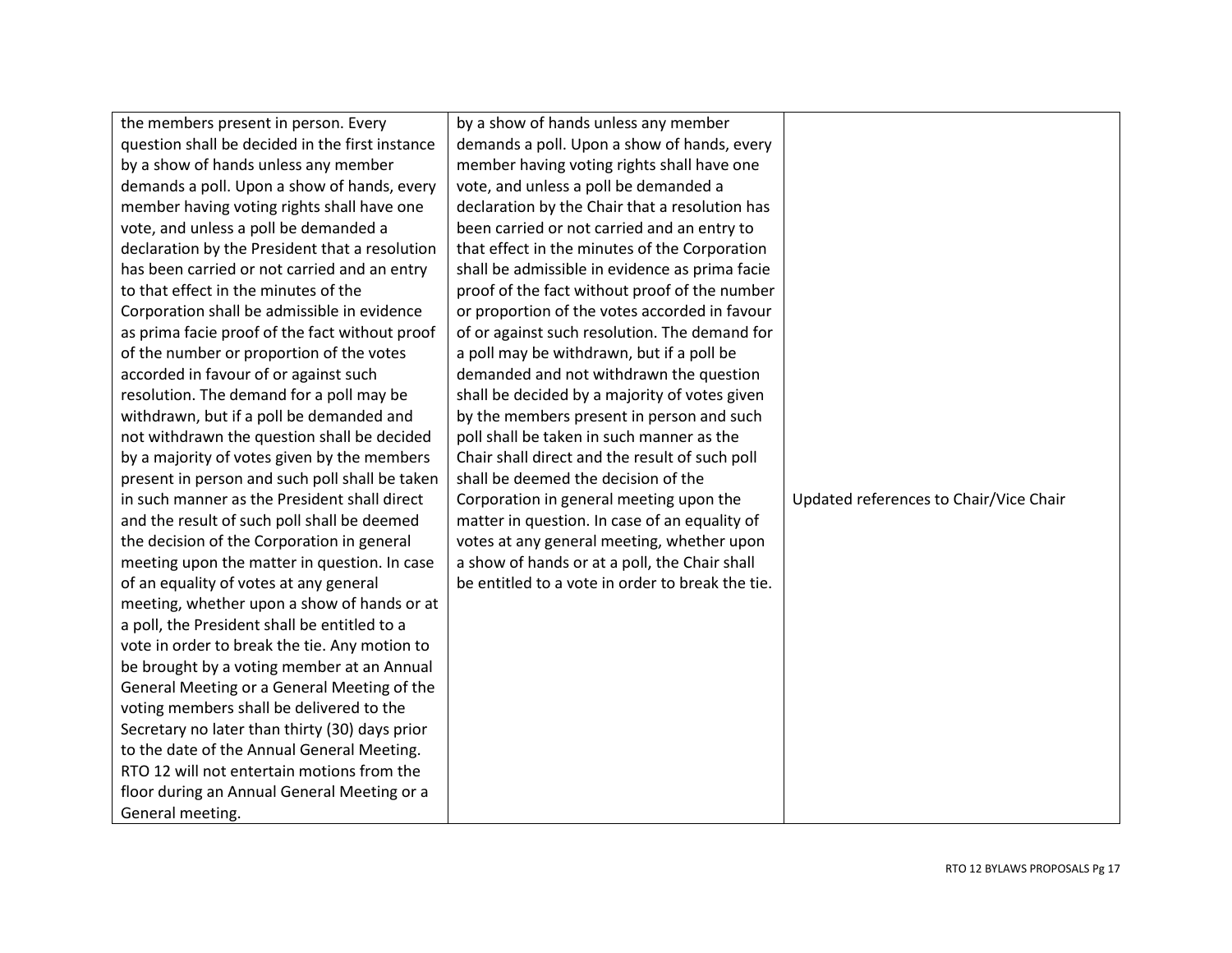| | | |
|---|---|---|
| the members present in person. Every question shall be decided in the first instance by a show of hands unless any member demands a poll. Upon a show of hands, every member having voting rights shall have one vote, and unless a poll be demanded a declaration by the President that a resolution has been carried or not carried and an entry to that effect in the minutes of the Corporation shall be admissible in evidence as prima facie proof of the fact without proof of the number or proportion of the votes accorded in favour of or against such resolution. The demand for a poll may be withdrawn, but if a poll be demanded and not withdrawn the question shall be decided by a majority of votes given by the members present in person and such poll shall be taken in such manner as the President shall direct and the result of such poll shall be deemed the decision of the Corporation in general meeting upon the matter in question. In case of an equality of votes at any general meeting, whether upon a show of hands or at a poll, the President shall be entitled to a vote in order to break the tie. Any motion to be brought by a voting member at an Annual General Meeting or a General Meeting of the voting members shall be delivered to the Secretary no later than thirty (30) days prior to the date of the Annual General Meeting. RTO 12 will not entertain motions from the floor during an Annual General Meeting or a General meeting. | by a show of hands unless any member demands a poll. Upon a show of hands, every member having voting rights shall have one vote, and unless a poll be demanded a declaration by the Chair that a resolution has been carried or not carried and an entry to that effect in the minutes of the Corporation shall be admissible in evidence as prima facie proof of the fact without proof of the number or proportion of the votes accorded in favour of or against such resolution. The demand for a poll may be withdrawn, but if a poll be demanded and not withdrawn the question shall be decided by a majority of votes given by the members present in person and such poll shall be taken in such manner as the Chair shall direct and the result of such poll shall be deemed the decision of the Corporation in general meeting upon the matter in question. In case of an equality of votes at any general meeting, whether upon a show of hands or at a poll, the Chair shall be entitled to a vote in order to break the tie. | Updated references to Chair/Vice Chair |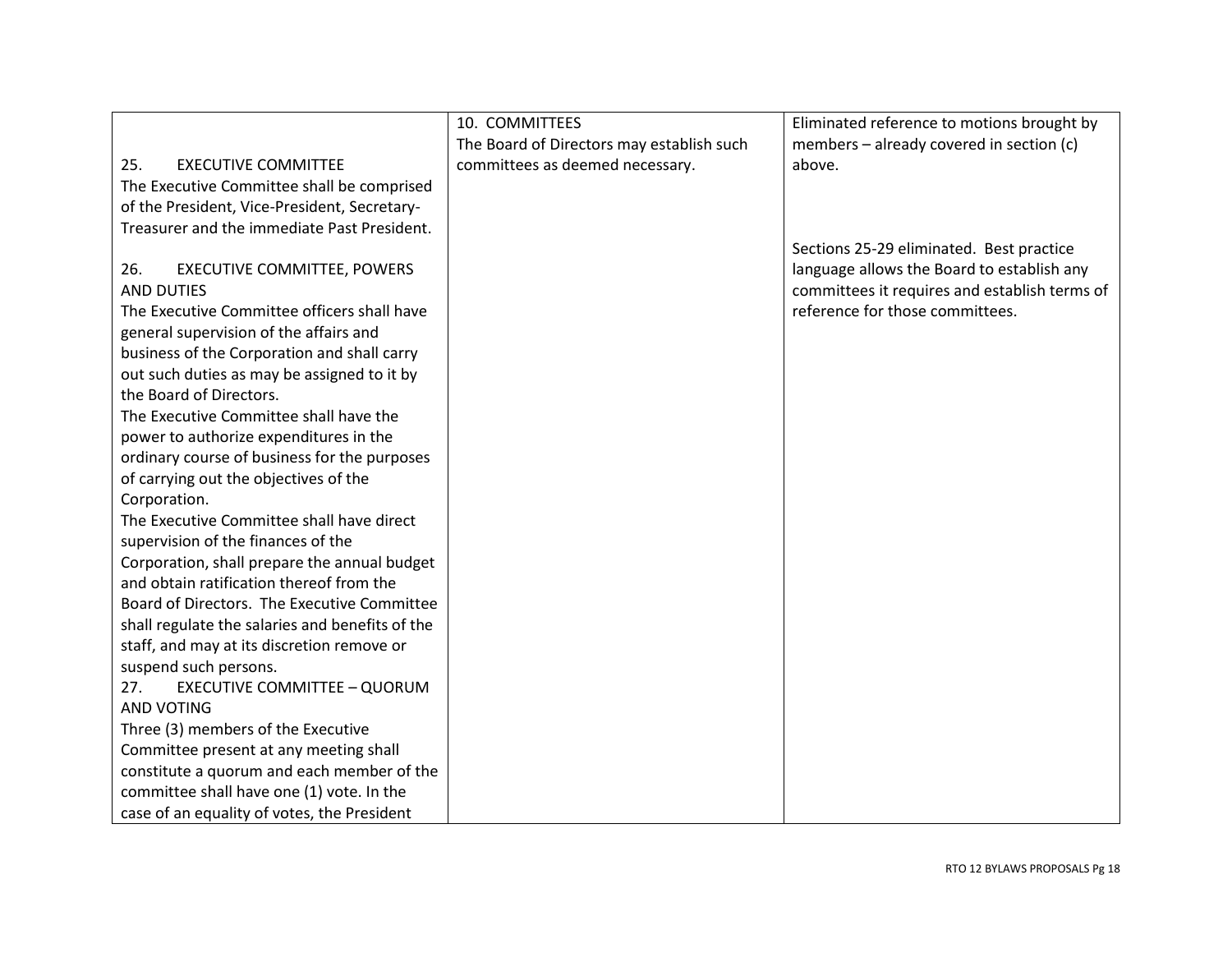| | | |
|---|---|---|
| 25. EXECUTIVE COMMITTEE<br>The Executive Committee shall be comprised of the President, Vice-President, Secretary-Treasurer and the immediate Past President.<br><br>26. EXECUTIVE COMMITTEE, POWERS AND DUTIES<br>The Executive Committee officers shall have general supervision of the affairs and business of the Corporation and shall carry out such duties as may be assigned to it by the Board of Directors.<br>The Executive Committee shall have the power to authorize expenditures in the ordinary course of business for the purposes of carrying out the objectives of the Corporation.<br>The Executive Committee shall have direct supervision of the finances of the Corporation, shall prepare the annual budget and obtain ratification thereof from the Board of Directors. The Executive Committee shall regulate the salaries and benefits of the staff, and may at its discretion remove or suspend such persons.<br>27. EXECUTIVE COMMITTEE – QUORUM AND VOTING<br>Three (3) members of the Executive Committee present at any meeting shall constitute a quorum and each member of the committee shall have one (1) vote. In the case of an equality of votes, the President | 10. COMMITTEES<br>The Board of Directors may establish such committees as deemed necessary. | Eliminated reference to motions brought by members – already covered in section (c) above.<br><br>Sections 25-29 eliminated. Best practice language allows the Board to establish any committees it requires and establish terms of reference for those committees. |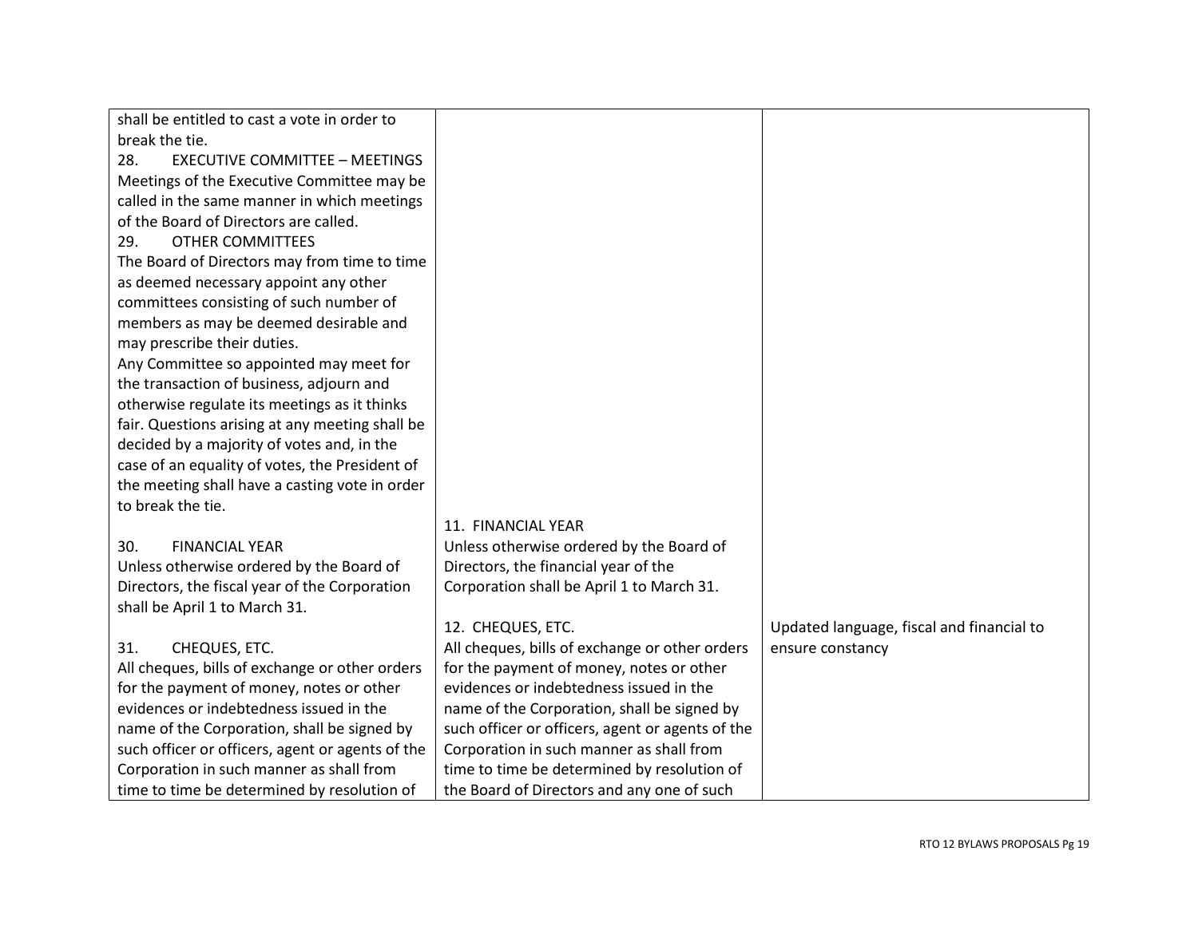| | | |
|---|---|---|
| shall be entitled to cast a vote in order to break the tie.<br>28. EXECUTIVE COMMITTEE – MEETINGS<br>Meetings of the Executive Committee may be called in the same manner in which meetings of the Board of Directors are called.<br>29. OTHER COMMITTEES<br>The Board of Directors may from time to time as deemed necessary appoint any other committees consisting of such number of members as may be deemed desirable and may prescribe their duties.<br>Any Committee so appointed may meet for the transaction of business, adjourn and otherwise regulate its meetings as it thinks fair. Questions arising at any meeting shall be decided by a majority of votes and, in the case of an equality of votes, the President of the meeting shall have a casting vote in order to break the tie.<br><br>30. FINANCIAL YEAR<br>Unless otherwise ordered by the Board of Directors, the fiscal year of the Corporation shall be April 1 to March 31.<br><br>31. CHEQUES, ETC.<br>All cheques, bills of exchange or other orders for the payment of money, notes or other evidences or indebtedness issued in the name of the Corporation, shall be signed by such officer or officers, agent or agents of the Corporation in such manner as shall from time to time be determined by resolution of | 11. FINANCIAL YEAR<br>Unless otherwise ordered by the Board of Directors, the financial year of the Corporation shall be April 1 to March 31.<br><br>12. CHEQUES, ETC.<br>All cheques, bills of exchange or other orders for the payment of money, notes or other evidences or indebtedness issued in the name of the Corporation, shall be signed by such officer or officers, agent or agents of the Corporation in such manner as shall from time to time be determined by resolution of the Board of Directors and any one of such | Updated language, fiscal and financial to ensure constancy |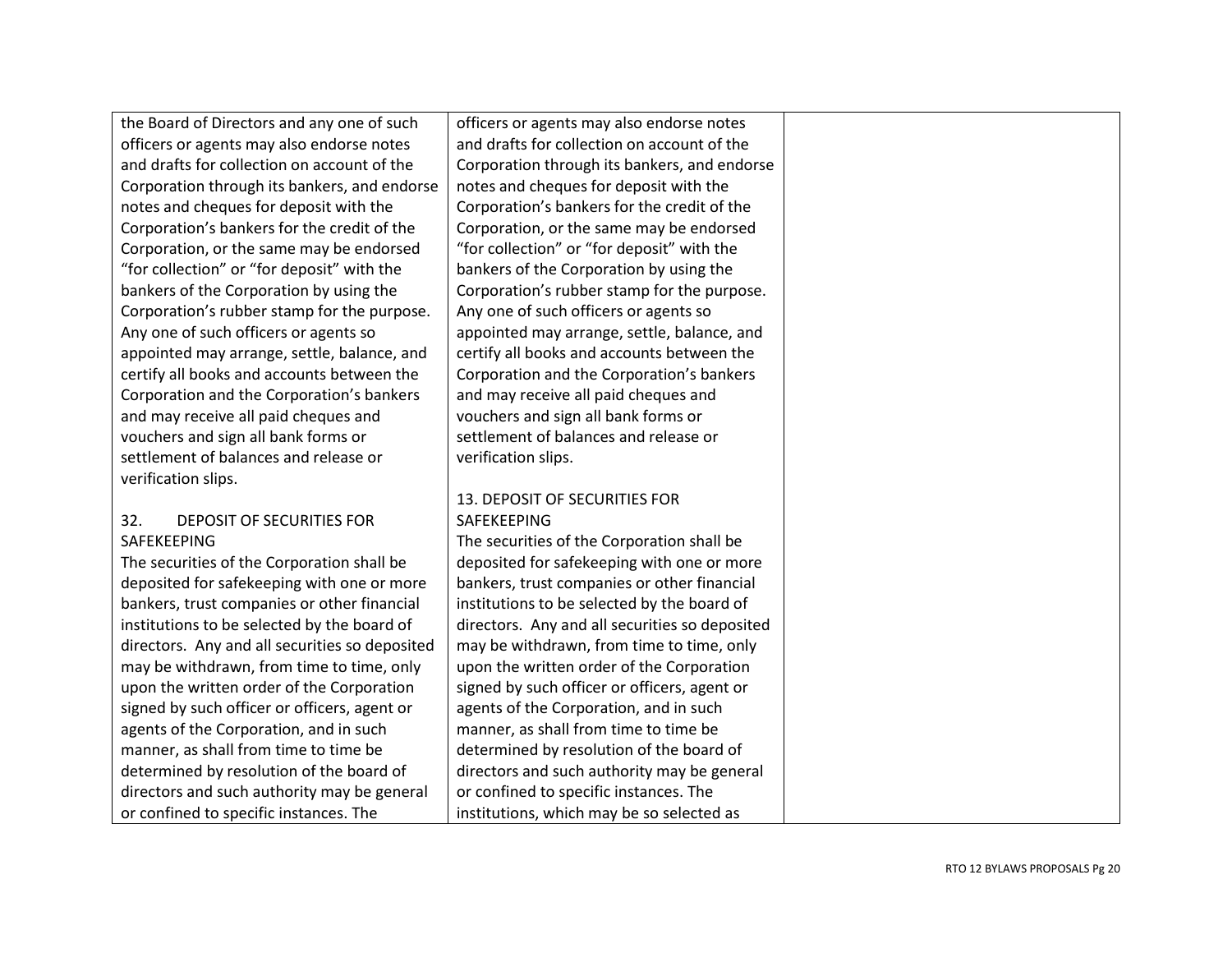| | | |
|---|---|---|
| the Board of Directors and any one of such officers or agents may also endorse notes and drafts for collection on account of the Corporation through its bankers, and endorse notes and cheques for deposit with the Corporation's bankers for the credit of the Corporation, or the same may be endorsed "for collection" or "for deposit" with the bankers of the Corporation by using the Corporation's rubber stamp for the purpose. Any one of such officers or agents so appointed may arrange, settle, balance, and certify all books and accounts between the Corporation and the Corporation's bankers and may receive all paid cheques and vouchers and sign all bank forms or settlement of balances and release or verification slips.<br><br>32. DEPOSIT OF SECURITIES FOR SAFEKEEPING<br>The securities of the Corporation shall be deposited for safekeeping with one or more bankers, trust companies or other financial institutions to be selected by the board of directors. Any and all securities so deposited may be withdrawn, from time to time, only upon the written order of the Corporation signed by such officer or officers, agent or agents of the Corporation, and in such manner, as shall from time to time be determined by resolution of the board of directors and such authority may be general or confined to specific instances. The | officers or agents may also endorse notes and drafts for collection on account of the Corporation through its bankers, and endorse notes and cheques for deposit with the Corporation's bankers for the credit of the Corporation, or the same may be endorsed "for collection" or "for deposit" with the bankers of the Corporation by using the Corporation's rubber stamp for the purpose. Any one of such officers or agents so appointed may arrange, settle, balance, and certify all books and accounts between the Corporation and the Corporation's bankers and may receive all paid cheques and vouchers and sign all bank forms or settlement of balances and release or verification slips.<br><br>13. DEPOSIT OF SECURITIES FOR SAFEKEEPING<br>The securities of the Corporation shall be deposited for safekeeping with one or more bankers, trust companies or other financial institutions to be selected by the board of directors. Any and all securities so deposited may be withdrawn, from time to time, only upon the written order of the Corporation signed by such officer or officers, agent or agents of the Corporation, and in such manner, as shall from time to time be determined by resolution of the board of directors and such authority may be general or confined to specific instances. The institutions, which may be so selected as | |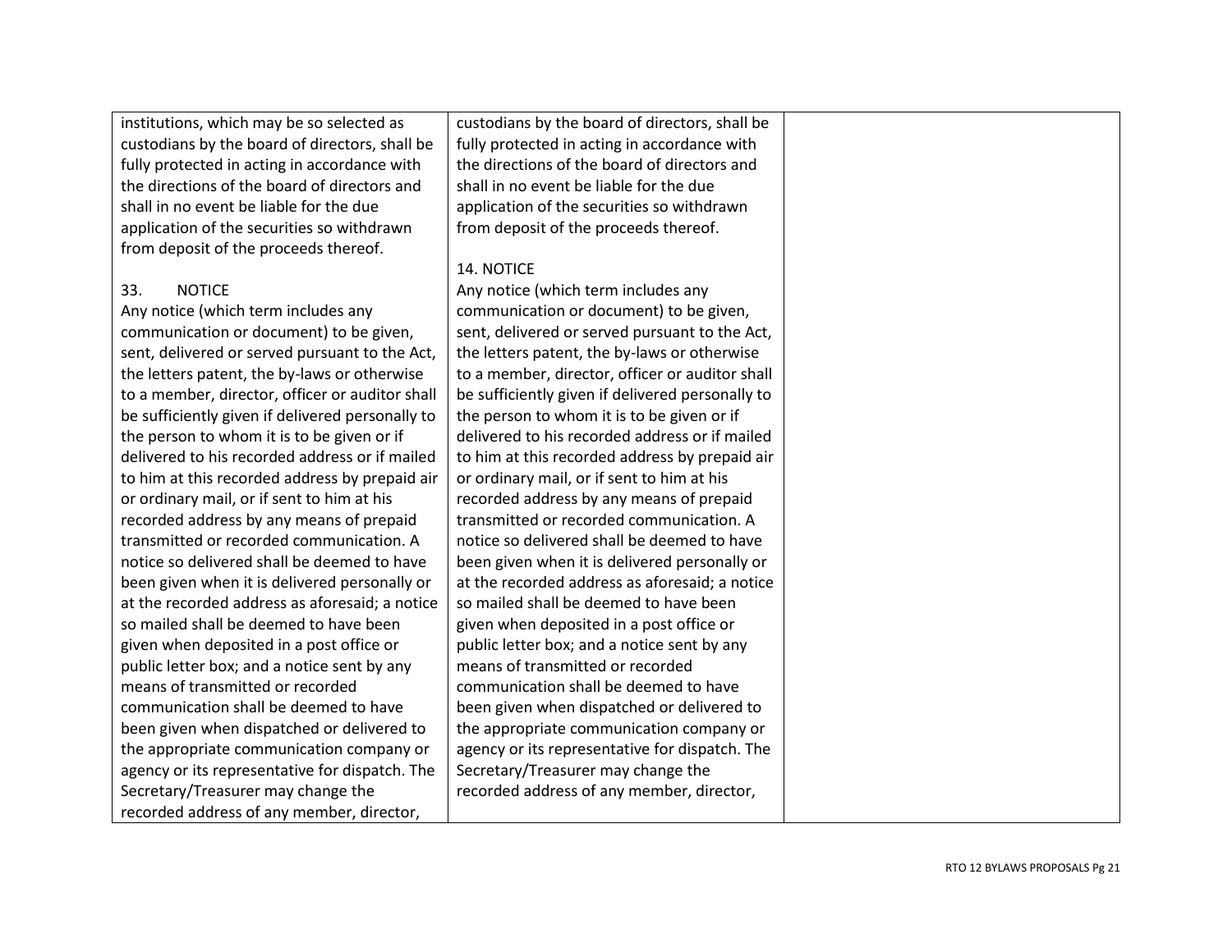| | | |
|---|---|---|
| institutions, which may be so selected as custodians by the board of directors, shall be fully protected in acting in accordance with the directions of the board of directors and shall in no event be liable for the due application of the securities so withdrawn from deposit of the proceeds thereof.<br><br>33. NOTICE<br>Any notice (which term includes any communication or document) to be given, sent, delivered or served pursuant to the Act, the letters patent, the by-laws or otherwise to a member, director, officer or auditor shall be sufficiently given if delivered personally to the person to whom it is to be given or if delivered to his recorded address or if mailed to him at this recorded address by prepaid air or ordinary mail, or if sent to him at his recorded address by any means of prepaid transmitted or recorded communication. A notice so delivered shall be deemed to have been given when it is delivered personally or at the recorded address as aforesaid; a notice so mailed shall be deemed to have been given when deposited in a post office or public letter box; and a notice sent by any means of transmitted or recorded communication shall be deemed to have been given when dispatched or delivered to the appropriate communication company or agency or its representative for dispatch. The Secretary/Treasurer may change the recorded address of any member, director, | custodians by the board of directors, shall be fully protected in acting in accordance with the directions of the board of directors and shall in no event be liable for the due application of the securities so withdrawn from deposit of the proceeds thereof.<br><br>14. NOTICE<br>Any notice (which term includes any communication or document) to be given, sent, delivered or served pursuant to the Act, the letters patent, the by-laws or otherwise to a member, director, officer or auditor shall be sufficiently given if delivered personally to the person to whom it is to be given or if delivered to his recorded address or if mailed to him at this recorded address by prepaid air or ordinary mail, or if sent to him at his recorded address by any means of prepaid transmitted or recorded communication. A notice so delivered shall be deemed to have been given when it is delivered personally or at the recorded address as aforesaid; a notice so mailed shall be deemed to have been given when deposited in a post office or public letter box; and a notice sent by any means of transmitted or recorded communication shall be deemed to have been given when dispatched or delivered to the appropriate communication company or agency or its representative for dispatch. The Secretary/Treasurer may change the recorded address of any member, director, | |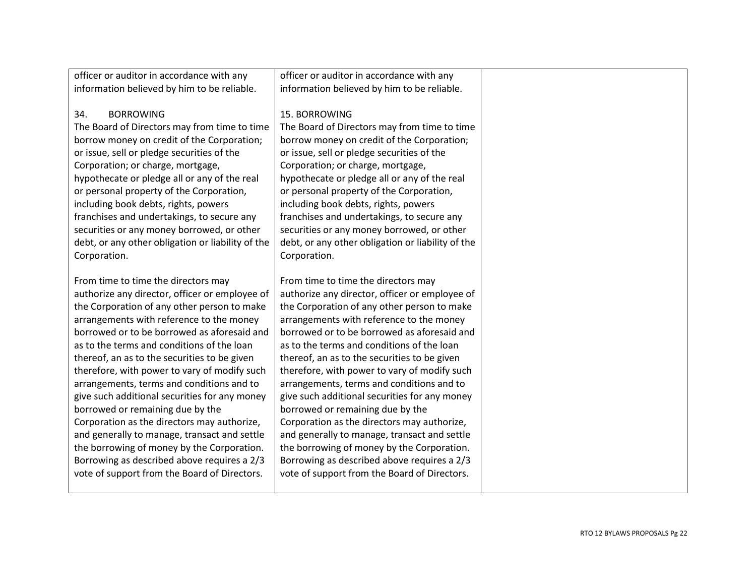| | | |
|---|---|---|
| officer or auditor in accordance with any information believed by him to be reliable.<br><br>34. BORROWING<br>The Board of Directors may from time to time borrow money on credit of the Corporation; or issue, sell or pledge securities of the Corporation; or charge, mortgage, hypothecate or pledge all or any of the real or personal property of the Corporation, including book debts, rights, powers franchises and undertakings, to secure any securities or any money borrowed, or other debt, or any other obligation or liability of the Corporation.<br><br>From time to time the directors may authorize any director, officer or employee of the Corporation of any other person to make arrangements with reference to the money borrowed or to be borrowed as aforesaid and as to the terms and conditions of the loan thereof, an as to the securities to be given therefore, with power to vary of modify such arrangements, terms and conditions and to give such additional securities for any money borrowed or remaining due by the Corporation as the directors may authorize, and generally to manage, transact and settle the borrowing of money by the Corporation. Borrowing as described above requires a 2/3 vote of support from the Board of Directors. | officer or auditor in accordance with any information believed by him to be reliable.<br><br>15. BORROWING<br>The Board of Directors may from time to time borrow money on credit of the Corporation; or issue, sell or pledge securities of the Corporation; or charge, mortgage, hypothecate or pledge all or any of the real or personal property of the Corporation, including book debts, rights, powers franchises and undertakings, to secure any securities or any money borrowed, or other debt, or any other obligation or liability of the Corporation.<br><br>From time to time the directors may authorize any director, officer or employee of the Corporation of any other person to make arrangements with reference to the money borrowed or to be borrowed as aforesaid and as to the terms and conditions of the loan thereof, an as to the securities to be given therefore, with power to vary of modify such arrangements, terms and conditions and to give such additional securities for any money borrowed or remaining due by the Corporation as the directors may authorize, and generally to manage, transact and settle the borrowing of money by the Corporation. Borrowing as described above requires a 2/3 vote of support from the Board of Directors. | |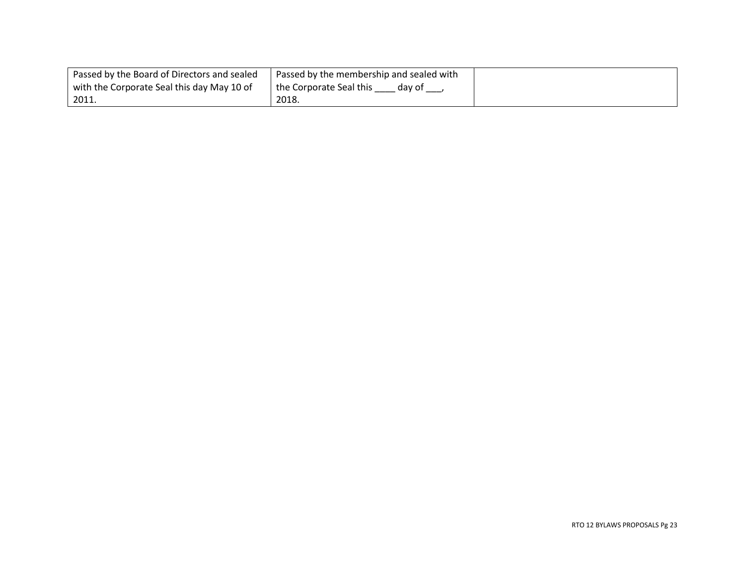| | | |
|---|---|---|
| Passed by the Board of Directors and sealed with the Corporate Seal this day May 10 of 2011. | Passed by the membership and sealed with the Corporate Seal this ____ day of ___, 2018. | |